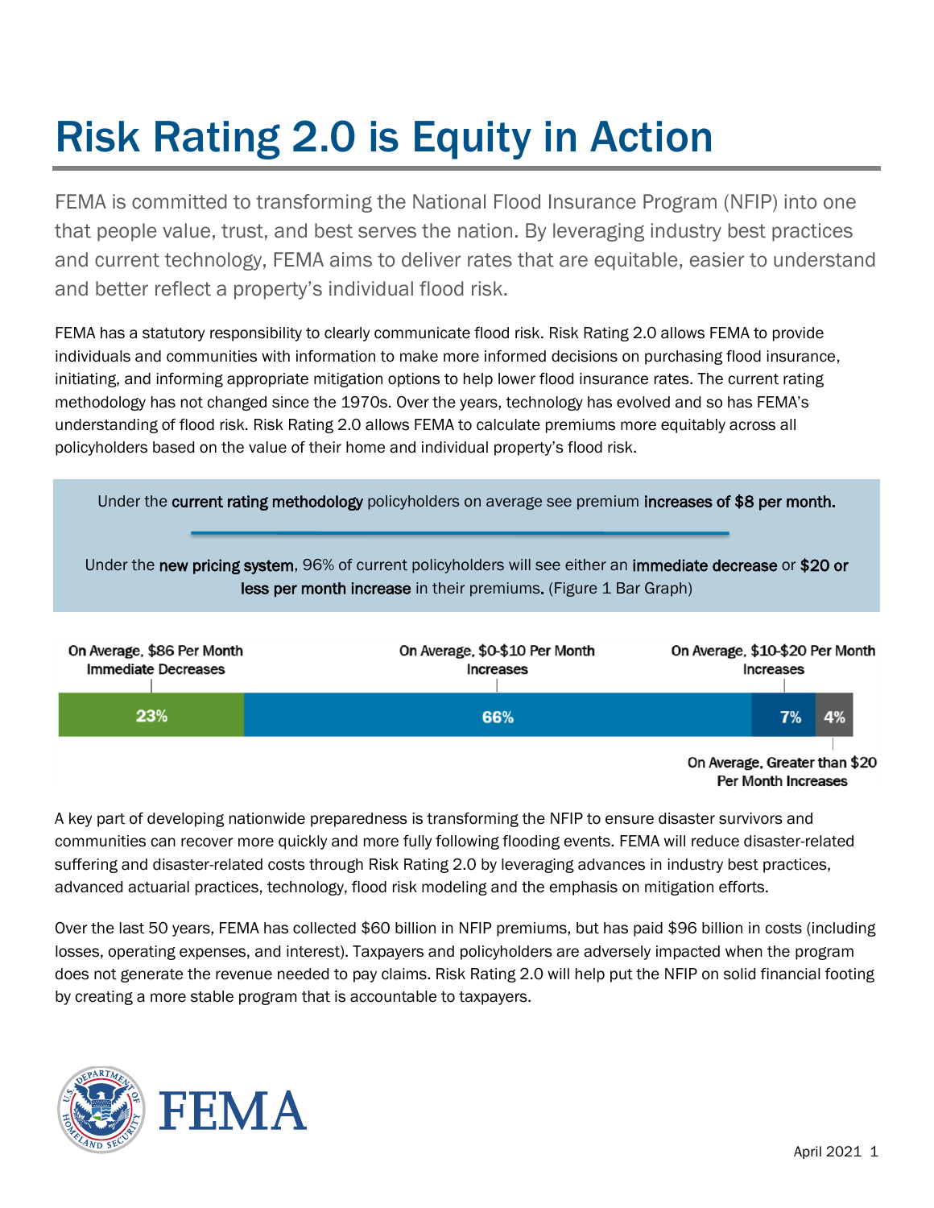# Risk Rating 2.0 is Equity in Action

FEMA is committed to transforming the National Flood Insurance Program (NFIP) into one that people value, trust, and best serves the nation. By leveraging industry best practices and current technology, FEMA aims to deliver rates that are equitable, easier to understand and better reflect a property's individual flood risk.

FEMA has a statutory responsibility to clearly communicate flood risk. Risk Rating 2.0 allows FEMA to provide individuals and communities with information to make more informed decisions on purchasing flood insurance, initiating, and informing appropriate mitigation options to help lower flood insurance rates. The current rating methodology has not changed since the 1970s. Over the years, technology has evolved and so has FEMA's understanding of flood risk. Risk Rating 2.0 allows FEMA to calculate premiums more equitably across all policyholders based on the value of their home and individual property's flood risk.

Under the **current rating methodology** policyholders on average see premium **increases of $8 per month.**

Under the **new pricing system**, 96% of current policyholders will see either an **immediate decrease** or **$20 or less per month increase** in their premiums. (Figure 1 Bar Graph)

| On Average, $86 Per Month Immediate Decreases | On Average, $0-$10 Per Month Increases | On Average, $10-$20 Per Month Increases | On Average, Greater than $20 Per Month Increases |
|---|---|---|---|
| 23% | 66% | 7% | 4% |

A key part of developing nationwide preparedness is transforming the NFIP to ensure disaster survivors and communities can recover more quickly and more fully following flooding events. FEMA will reduce disaster-related suffering and disaster-related costs through Risk Rating 2.0 by leveraging advances in industry best practices, advanced actuarial practices, technology, flood risk modeling and the emphasis on mitigation efforts.

Over the last 50 years, FEMA has collected $60 billion in NFIP premiums, but has paid $96 billion in costs (including losses, operating expenses, and interest). Taxpayers and policyholders are adversely impacted when the program does not generate the revenue needed to pay claims. Risk Rating 2.0 will help put the NFIP on solid financial footing by creating a more stable program that is accountable to taxpayers.

FEMA

April 2021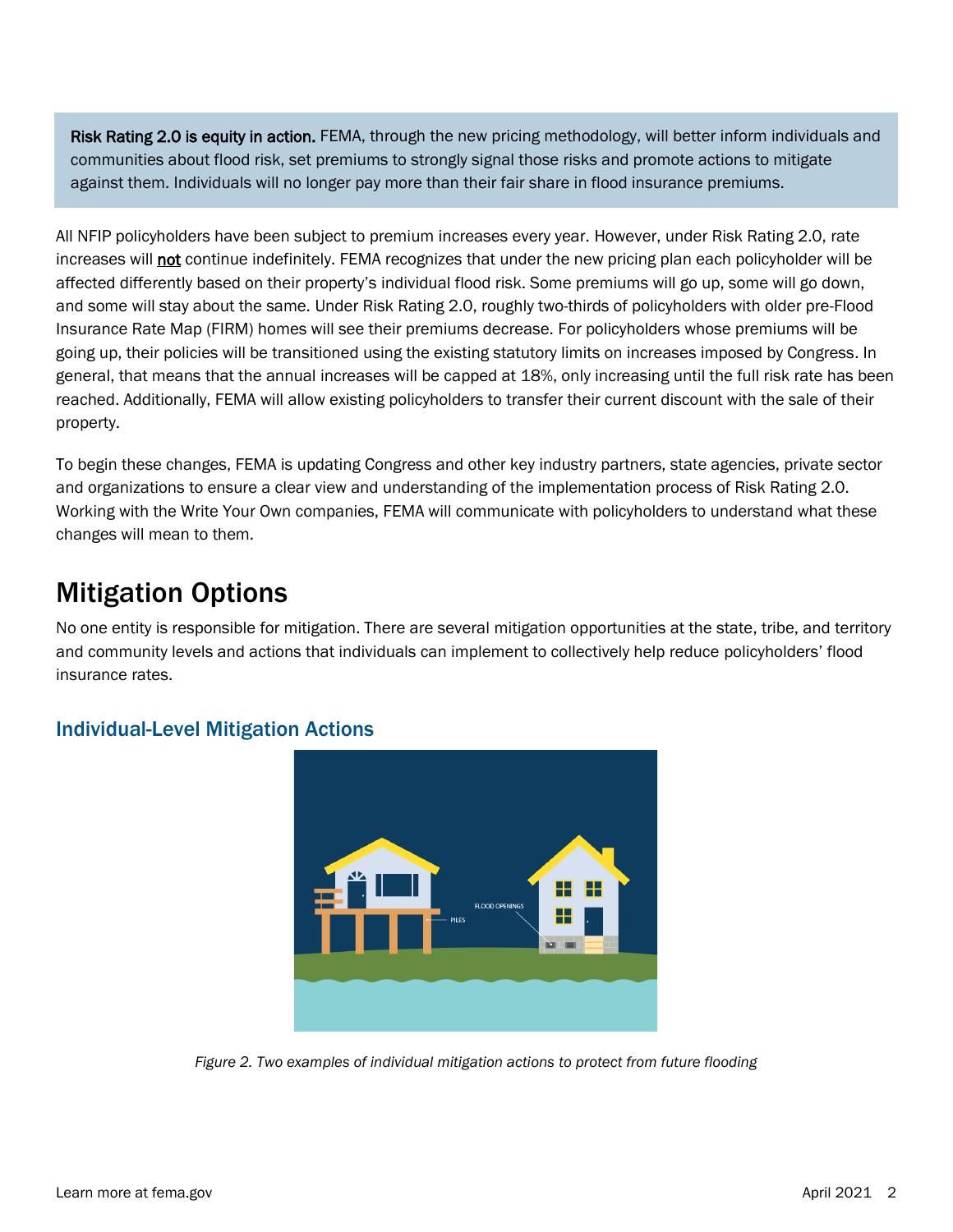**Risk Rating 2.0 is equity in action.** FEMA, through the new pricing methodology, will better inform individuals and communities about flood risk, set premiums to strongly signal those risks and promote actions to mitigate against them. Individuals will no longer pay more than their fair share in flood insurance premiums.

All NFIP policyholders have been subject to premium increases every year. However, under Risk Rating 2.0, rate increases will **not** continue indefinitely. FEMA recognizes that under the new pricing plan each policyholder will be affected differently based on their property's individual flood risk. Some premiums will go up, some will go down, and some will stay about the same. Under Risk Rating 2.0, roughly two-thirds of policyholders with older pre-Flood Insurance Rate Map (FIRM) homes will see their premiums decrease. For policyholders whose premiums will be going up, their policies will be transitioned using the existing statutory limits on increases imposed by Congress. In general, that means that the annual increases will be capped at 18%, only increasing until the full risk rate has been reached. Additionally, FEMA will allow existing policyholders to transfer their current discount with the sale of their property.

To begin these changes, FEMA is updating Congress and other key industry partners, state agencies, private sector and organizations to ensure a clear view and understanding of the implementation process of Risk Rating 2.0. Working with the Write Your Own companies, FEMA will communicate with policyholders to understand what these changes will mean to them.

# Mitigation Options

No one entity is responsible for mitigation. There are several mitigation opportunities at the state, tribe, and territory and community levels and actions that individuals can implement to collectively help reduce policyholders' flood insurance rates.

## Individual-Level Mitigation Actions

*Figure 2. Two examples of individual mitigation actions to protect from future flooding*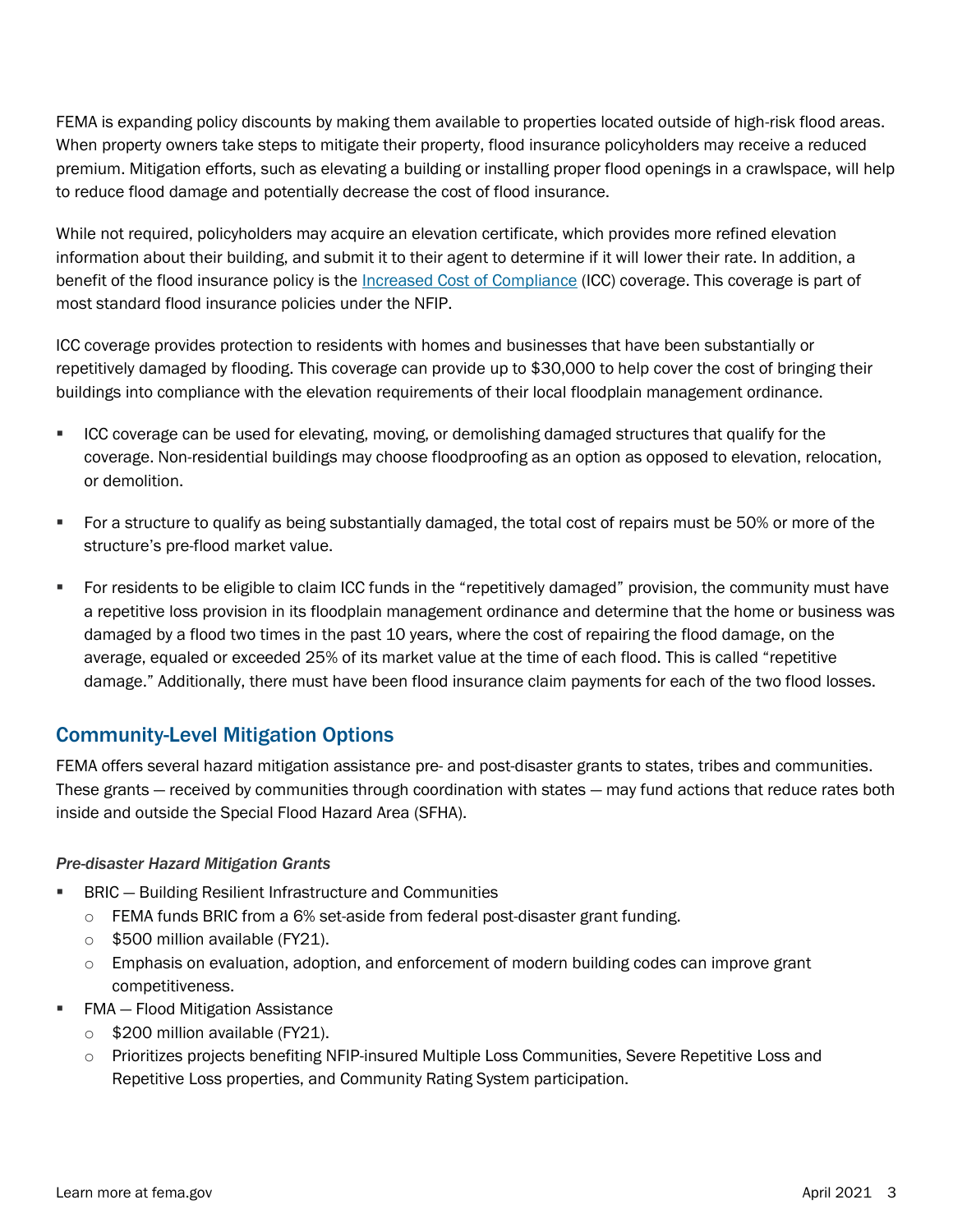FEMA is expanding policy discounts by making them available to properties located outside of high-risk flood areas. When property owners take steps to mitigate their property, flood insurance policyholders may receive a reduced premium. Mitigation efforts, such as elevating a building or installing proper flood openings in a crawlspace, will help to reduce flood damage and potentially decrease the cost of flood insurance.

While not required, policyholders may acquire an elevation certificate, which provides more refined elevation information about their building, and submit it to their agent to determine if it will lower their rate. In addition, a benefit of the flood insurance policy is the [Increased Cost of Compliance] (ICC) coverage. This coverage is part of most standard flood insurance policies under the NFIP.

ICC coverage provides protection to residents with homes and businesses that have been substantially or repetitively damaged by flooding. This coverage can provide up to $30,000 to help cover the cost of bringing their buildings into compliance with the elevation requirements of their local floodplain management ordinance.

- ICC coverage can be used for elevating, moving, or demolishing damaged structures that qualify for the coverage. Non-residential buildings may choose floodproofing as an option as opposed to elevation, relocation, or demolition.
- For a structure to qualify as being substantially damaged, the total cost of repairs must be 50% or more of the structure's pre-flood market value.
- For residents to be eligible to claim ICC funds in the "repetitively damaged" provision, the community must have a repetitive loss provision in its floodplain management ordinance and determine that the home or business was damaged by a flood two times in the past 10 years, where the cost of repairing the flood damage, on the average, equaled or exceeded 25% of its market value at the time of each flood. This is called "repetitive damage." Additionally, there must have been flood insurance claim payments for each of the two flood losses.

## Community-Level Mitigation Options

FEMA offers several hazard mitigation assistance pre- and post-disaster grants to states, tribes and communities. These grants — received by communities through coordination with states — may fund actions that reduce rates both inside and outside the Special Flood Hazard Area (SFHA).

*Pre-disaster Hazard Mitigation Grants*

- BRIC — Building Resilient Infrastructure and Communities
  - FEMA funds BRIC from a 6% set-aside from federal post-disaster grant funding.
  - $500 million available (FY21).
  - Emphasis on evaluation, adoption, and enforcement of modern building codes can improve grant competitiveness.
- FMA — Flood Mitigation Assistance
  - $200 million available (FY21).
  - Prioritizes projects benefiting NFIP-insured Multiple Loss Communities, Severe Repetitive Loss and Repetitive Loss properties, and Community Rating System participation.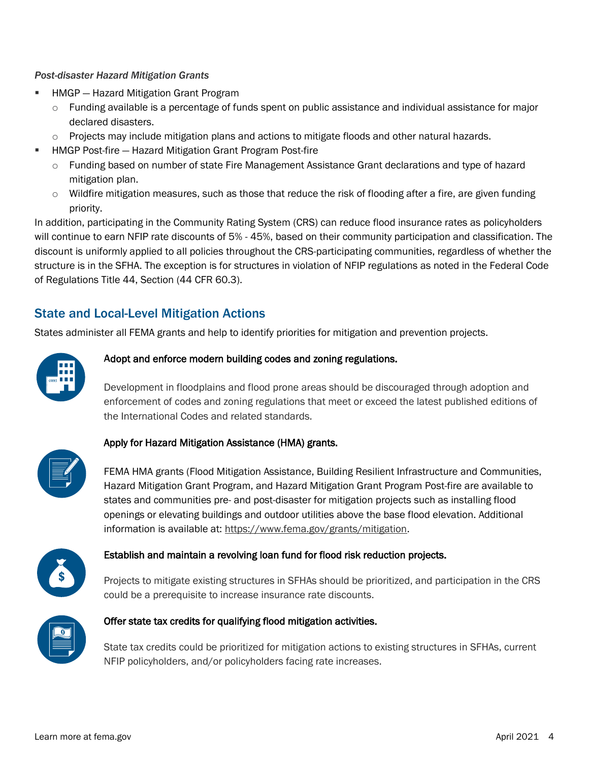*Post-disaster Hazard Mitigation Grants*

- HMGP — Hazard Mitigation Grant Program
  - Funding available is a percentage of funds spent on public assistance and individual assistance for major declared disasters.
  - Projects may include mitigation plans and actions to mitigate floods and other natural hazards.
- HMGP Post-fire — Hazard Mitigation Grant Program Post-fire
  - Funding based on number of state Fire Management Assistance Grant declarations and type of hazard mitigation plan.
  - Wildfire mitigation measures, such as those that reduce the risk of flooding after a fire, are given funding priority.

In addition, participating in the Community Rating System (CRS) can reduce flood insurance rates as policyholders will continue to earn NFIP rate discounts of 5% - 45%, based on their community participation and classification. The discount is uniformly applied to all policies throughout the CRS-participating communities, regardless of whether the structure is in the SFHA. The exception is for structures in violation of NFIP regulations as noted in the Federal Code of Regulations Title 44, Section (44 CFR 60.3).

## State and Local-Level Mitigation Actions

States administer all FEMA grants and help to identify priorities for mitigation and prevention projects.

**Adopt and enforce modern building codes and zoning regulations.**

Development in floodplains and flood prone areas should be discouraged through adoption and enforcement of codes and zoning regulations that meet or exceed the latest published editions of the International Codes and related standards.

**Apply for Hazard Mitigation Assistance (HMA) grants.**

FEMA HMA grants (Flood Mitigation Assistance, Building Resilient Infrastructure and Communities, Hazard Mitigation Grant Program, and Hazard Mitigation Grant Program Post-fire are available to states and communities pre- and post-disaster for mitigation projects such as installing flood openings or elevating buildings and outdoor utilities above the base flood elevation. Additional information is available at: https://www.fema.gov/grants/mitigation.

**Establish and maintain a revolving loan fund for flood risk reduction projects.**

Projects to mitigate existing structures in SFHAs should be prioritized, and participation in the CRS could be a prerequisite to increase insurance rate discounts.

**Offer state tax credits for qualifying flood mitigation activities.**

State tax credits could be prioritized for mitigation actions to existing structures in SFHAs, current NFIP policyholders, and/or policyholders facing rate increases.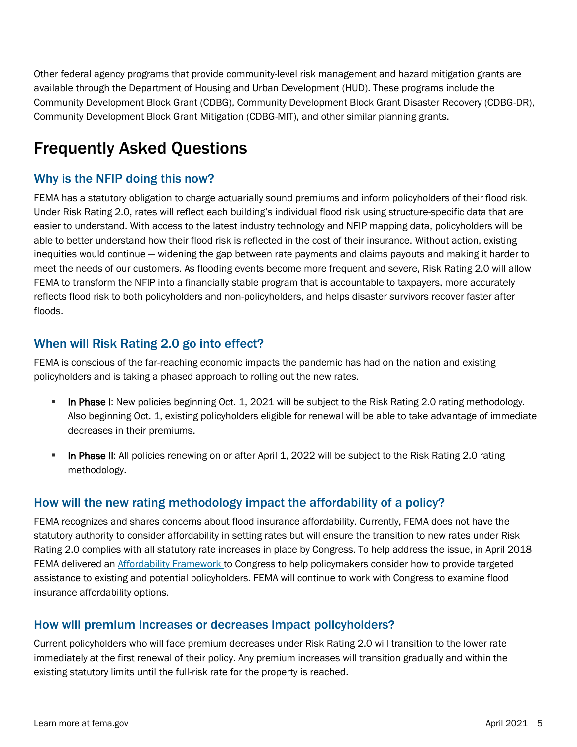Other federal agency programs that provide community-level risk management and hazard mitigation grants are available through the Department of Housing and Urban Development (HUD). These programs include the Community Development Block Grant (CDBG), Community Development Block Grant Disaster Recovery (CDBG-DR), Community Development Block Grant Mitigation (CDBG-MIT), and other similar planning grants.

# Frequently Asked Questions

## Why is the NFIP doing this now?

FEMA has a statutory obligation to charge actuarially sound premiums and inform policyholders of their flood risk. Under Risk Rating 2.0, rates will reflect each building's individual flood risk using structure-specific data that are easier to understand. With access to the latest industry technology and NFIP mapping data, policyholders will be able to better understand how their flood risk is reflected in the cost of their insurance. Without action, existing inequities would continue — widening the gap between rate payments and claims payouts and making it harder to meet the needs of our customers. As flooding events become more frequent and severe, Risk Rating 2.0 will allow FEMA to transform the NFIP into a financially stable program that is accountable to taxpayers, more accurately reflects flood risk to both policyholders and non-policyholders, and helps disaster survivors recover faster after floods.

## When will Risk Rating 2.0 go into effect?

FEMA is conscious of the far-reaching economic impacts the pandemic has had on the nation and existing policyholders and is taking a phased approach to rolling out the new rates.

- In Phase I: New policies beginning Oct. 1, 2021 will be subject to the Risk Rating 2.0 rating methodology. Also beginning Oct. 1, existing policyholders eligible for renewal will be able to take advantage of immediate decreases in their premiums.
- In Phase II: All policies renewing on or after April 1, 2022 will be subject to the Risk Rating 2.0 rating methodology.

## How will the new rating methodology impact the affordability of a policy?

FEMA recognizes and shares concerns about flood insurance affordability. Currently, FEMA does not have the statutory authority to consider affordability in setting rates but will ensure the transition to new rates under Risk Rating 2.0 complies with all statutory rate increases in place by Congress. To help address the issue, in April 2018 FEMA delivered an Affordability Framework to Congress to help policymakers consider how to provide targeted assistance to existing and potential policyholders. FEMA will continue to work with Congress to examine flood insurance affordability options.

## How will premium increases or decreases impact policyholders?

Current policyholders who will face premium decreases under Risk Rating 2.0 will transition to the lower rate immediately at the first renewal of their policy. Any premium increases will transition gradually and within the existing statutory limits until the full-risk rate for the property is reached.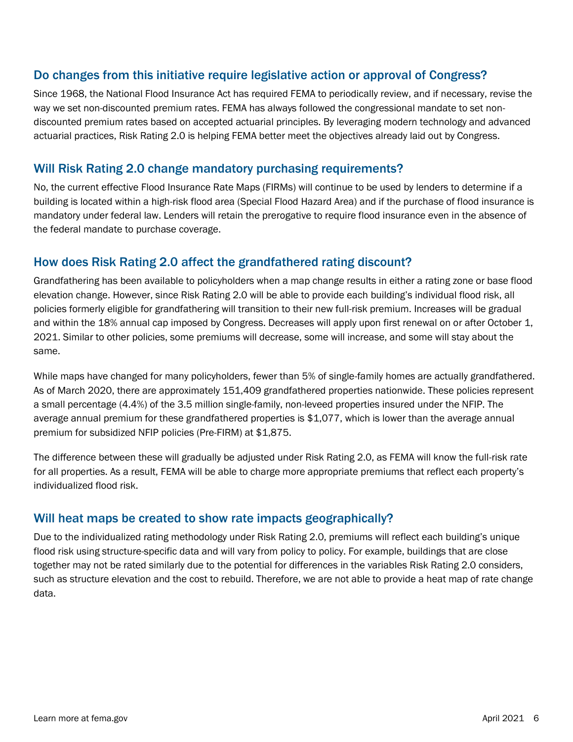## Do changes from this initiative require legislative action or approval of Congress?

Since 1968, the National Flood Insurance Act has required FEMA to periodically review, and if necessary, revise the way we set non-discounted premium rates. FEMA has always followed the congressional mandate to set non-discounted premium rates based on accepted actuarial principles. By leveraging modern technology and advanced actuarial practices, Risk Rating 2.0 is helping FEMA better meet the objectives already laid out by Congress.

## Will Risk Rating 2.0 change mandatory purchasing requirements?

No, the current effective Flood Insurance Rate Maps (FIRMs) will continue to be used by lenders to determine if a building is located within a high-risk flood area (Special Flood Hazard Area) and if the purchase of flood insurance is mandatory under federal law. Lenders will retain the prerogative to require flood insurance even in the absence of the federal mandate to purchase coverage.

## How does Risk Rating 2.0 affect the grandfathered rating discount?

Grandfathering has been available to policyholders when a map change results in either a rating zone or base flood elevation change. However, since Risk Rating 2.0 will be able to provide each building's individual flood risk, all policies formerly eligible for grandfathering will transition to their new full-risk premium. Increases will be gradual and within the 18% annual cap imposed by Congress. Decreases will apply upon first renewal on or after October 1, 2021. Similar to other policies, some premiums will decrease, some will increase, and some will stay about the same.

While maps have changed for many policyholders, fewer than 5% of single-family homes are actually grandfathered. As of March 2020, there are approximately 151,409 grandfathered properties nationwide. These policies represent a small percentage (4.4%) of the 3.5 million single-family, non-leveed properties insured under the NFIP. The average annual premium for these grandfathered properties is $1,077, which is lower than the average annual premium for subsidized NFIP policies (Pre-FIRM) at $1,875.

The difference between these will gradually be adjusted under Risk Rating 2.0, as FEMA will know the full-risk rate for all properties. As a result, FEMA will be able to charge more appropriate premiums that reflect each property's individualized flood risk.

## Will heat maps be created to show rate impacts geographically?

Due to the individualized rating methodology under Risk Rating 2.0, premiums will reflect each building's unique flood risk using structure-specific data and will vary from policy to policy. For example, buildings that are close together may not be rated similarly due to the potential for differences in the variables Risk Rating 2.0 considers, such as structure elevation and the cost to rebuild. Therefore, we are not able to provide a heat map of rate change data.